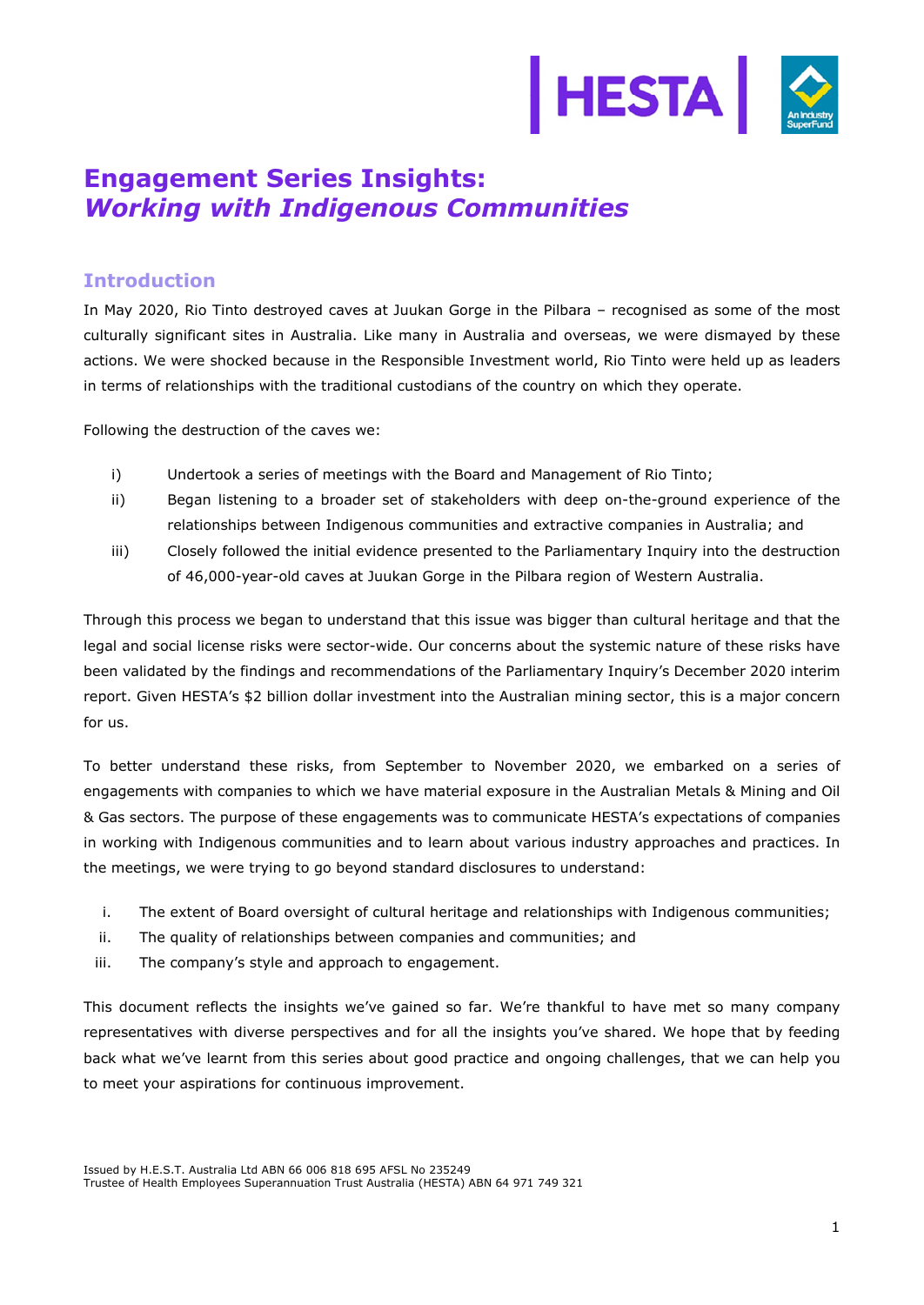# Engagement Series Insights: *Working with Indigenous Communities*

## Introduction

In May 2020, Rio Tinto destroyed caves at Juukan Gorge in the Pilbara – recognised as some of the most culturally significant sites in Australia. Like many in Australia and overseas, we were dismayed by these actions. We were shocked because in the Responsible Investment world, Rio Tinto were held up as leaders in terms of relationships with the traditional custodians of the country on which they operate.

Following the destruction of the caves we:

i) Undertook a series of meetings with the Board and Management of Rio Tinto;

ii) Began listening to a broader set of stakeholders with deep on-the-ground experience of the relationships between Indigenous communities and extractive companies in Australia; and

iii) Closely followed the initial evidence presented to the Parliamentary Inquiry into the destruction of 46,000-year-old caves at Juukan Gorge in the Pilbara region of Western Australia.

Through this process we began to understand that this issue was bigger than cultural heritage and that the legal and social license risks were sector-wide. Our concerns about the systemic nature of these risks have been validated by the findings and recommendations of the Parliamentary Inquiry's December 2020 interim report. Given HESTA's $2 billion dollar investment into the Australian mining sector, this is a major concern for us.

To better understand these risks, from September to November 2020, we embarked on a series of engagements with companies to which we have material exposure in the Australian Metals & Mining and Oil & Gas sectors. The purpose of these engagements was to communicate HESTA's expectations of companies in working with Indigenous communities and to learn about various industry approaches and practices. In the meetings, we were trying to go beyond standard disclosures to understand:

i. The extent of Board oversight of cultural heritage and relationships with Indigenous communities;

ii. The quality of relationships between companies and communities; and

iii. The company's style and approach to engagement.

This document reflects the insights we've gained so far. We're thankful to have met so many company representatives with diverse perspectives and for all the insights you've shared. We hope that by feeding back what we've learnt from this series about good practice and ongoing challenges, that we can help you to meet your aspirations for continuous improvement.

Issued by H.E.S.T. Australia Ltd ABN 66 006 818 695 AFSL No 235249
Trustee of Health Employees Superannuation Trust Australia (HESTA) ABN 64 971 749 321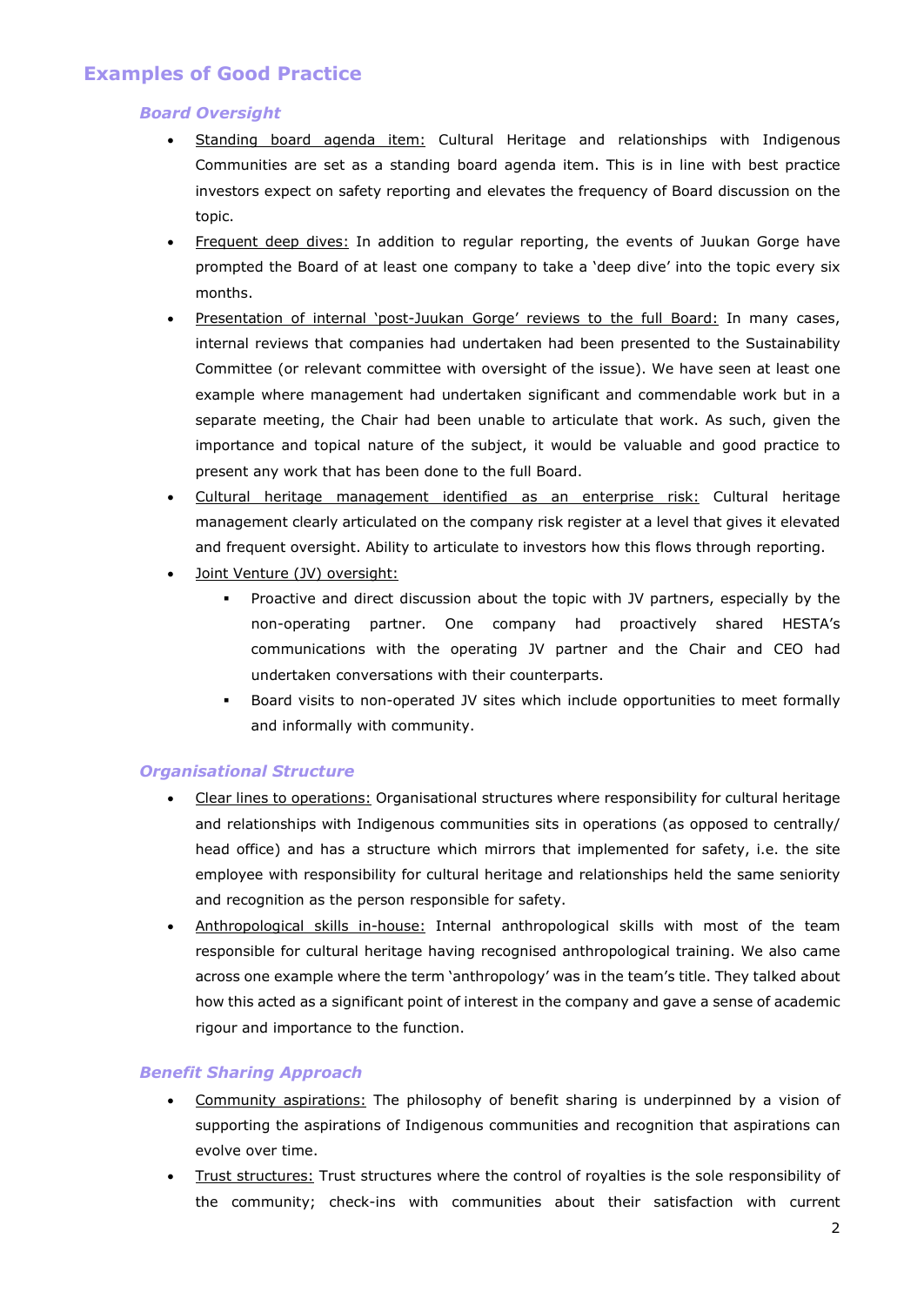## Examples of Good Practice

### *Board Oversight*

- Standing board agenda item: Cultural Heritage and relationships with Indigenous Communities are set as a standing board agenda item. This is in line with best practice investors expect on safety reporting and elevates the frequency of Board discussion on the topic.
- Frequent deep dives: In addition to regular reporting, the events of Juukan Gorge have prompted the Board of at least one company to take a 'deep dive' into the topic every six months.
- Presentation of internal 'post-Juukan Gorge' reviews to the full Board: In many cases, internal reviews that companies had undertaken had been presented to the Sustainability Committee (or relevant committee with oversight of the issue). We have seen at least one example where management had undertaken significant and commendable work but in a separate meeting, the Chair had been unable to articulate that work. As such, given the importance and topical nature of the subject, it would be valuable and good practice to present any work that has been done to the full Board.
- Cultural heritage management identified as an enterprise risk: Cultural heritage management clearly articulated on the company risk register at a level that gives it elevated and frequent oversight. Ability to articulate to investors how this flows through reporting.
- Joint Venture (JV) oversight:
  - Proactive and direct discussion about the topic with JV partners, especially by the non-operating partner. One company had proactively shared HESTA's communications with the operating JV partner and the Chair and CEO had undertaken conversations with their counterparts.
  - Board visits to non-operated JV sites which include opportunities to meet formally and informally with community.

### *Organisational Structure*

- Clear lines to operations: Organisational structures where responsibility for cultural heritage and relationships with Indigenous communities sits in operations (as opposed to centrally/ head office) and has a structure which mirrors that implemented for safety, i.e. the site employee with responsibility for cultural heritage and relationships held the same seniority and recognition as the person responsible for safety.
- Anthropological skills in-house: Internal anthropological skills with most of the team responsible for cultural heritage having recognised anthropological training. We also came across one example where the term 'anthropology' was in the team's title. They talked about how this acted as a significant point of interest in the company and gave a sense of academic rigour and importance to the function.

### *Benefit Sharing Approach*

- Community aspirations: The philosophy of benefit sharing is underpinned by a vision of supporting the aspirations of Indigenous communities and recognition that aspirations can evolve over time.
- Trust structures: Trust structures where the control of royalties is the sole responsibility of the community; check-ins with communities about their satisfaction with current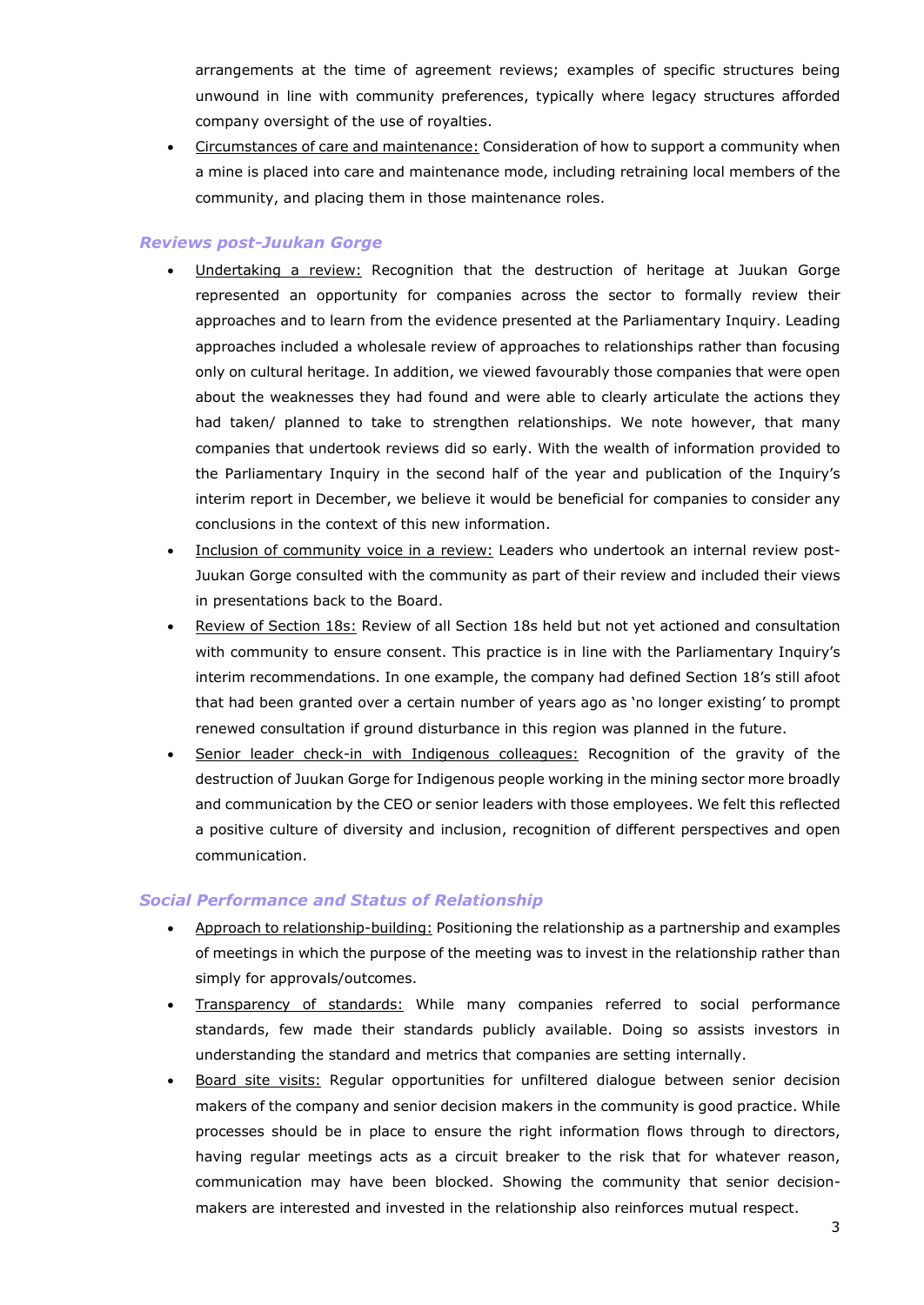arrangements at the time of agreement reviews; examples of specific structures being unwound in line with community preferences, typically where legacy structures afforded company oversight of the use of royalties.

- Circumstances of care and maintenance: Consideration of how to support a community when a mine is placed into care and maintenance mode, including retraining local members of the community, and placing them in those maintenance roles.

### *Reviews post-Juukan Gorge*

- Undertaking a review: Recognition that the destruction of heritage at Juukan Gorge represented an opportunity for companies across the sector to formally review their approaches and to learn from the evidence presented at the Parliamentary Inquiry. Leading approaches included a wholesale review of approaches to relationships rather than focusing only on cultural heritage. In addition, we viewed favourably those companies that were open about the weaknesses they had found and were able to clearly articulate the actions they had taken/ planned to take to strengthen relationships. We note however, that many companies that undertook reviews did so early. With the wealth of information provided to the Parliamentary Inquiry in the second half of the year and publication of the Inquiry's interim report in December, we believe it would be beneficial for companies to consider any conclusions in the context of this new information.
- Inclusion of community voice in a review: Leaders who undertook an internal review post-Juukan Gorge consulted with the community as part of their review and included their views in presentations back to the Board.
- Review of Section 18s: Review of all Section 18s held but not yet actioned and consultation with community to ensure consent. This practice is in line with the Parliamentary Inquiry's interim recommendations. In one example, the company had defined Section 18's still afoot that had been granted over a certain number of years ago as 'no longer existing' to prompt renewed consultation if ground disturbance in this region was planned in the future.
- Senior leader check-in with Indigenous colleagues: Recognition of the gravity of the destruction of Juukan Gorge for Indigenous people working in the mining sector more broadly and communication by the CEO or senior leaders with those employees. We felt this reflected a positive culture of diversity and inclusion, recognition of different perspectives and open communication.

### *Social Performance and Status of Relationship*

- Approach to relationship-building: Positioning the relationship as a partnership and examples of meetings in which the purpose of the meeting was to invest in the relationship rather than simply for approvals/outcomes.
- Transparency of standards: While many companies referred to social performance standards, few made their standards publicly available. Doing so assists investors in understanding the standard and metrics that companies are setting internally.
- Board site visits: Regular opportunities for unfiltered dialogue between senior decision makers of the company and senior decision makers in the community is good practice. While processes should be in place to ensure the right information flows through to directors, having regular meetings acts as a circuit breaker to the risk that for whatever reason, communication may have been blocked. Showing the community that senior decision-makers are interested and invested in the relationship also reinforces mutual respect.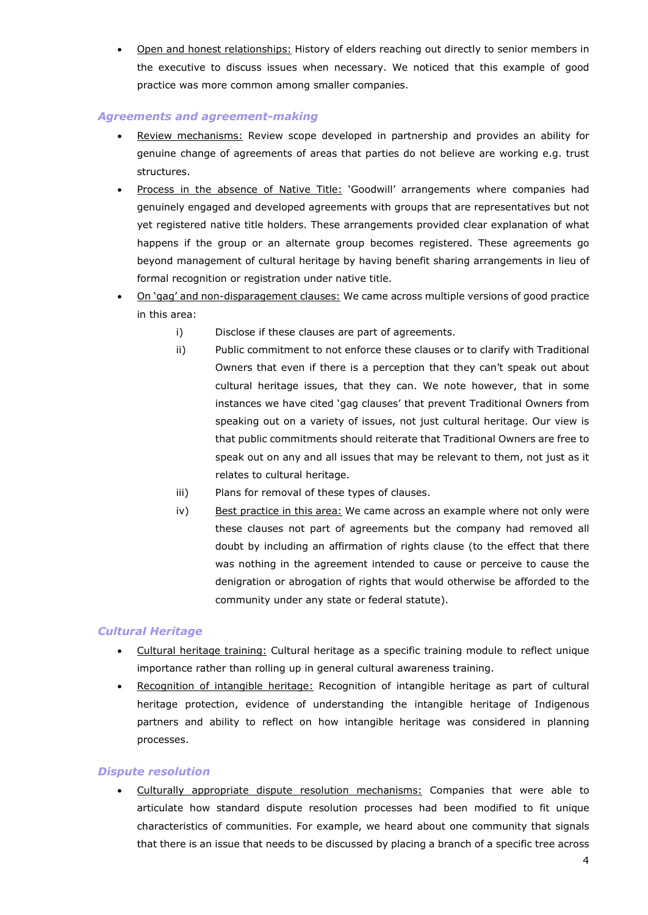- Open and honest relationships: History of elders reaching out directly to senior members in the executive to discuss issues when necessary. We noticed that this example of good practice was more common among smaller companies.

### *Agreements and agreement-making*

- Review mechanisms: Review scope developed in partnership and provides an ability for genuine change of agreements of areas that parties do not believe are working e.g. trust structures.
- Process in the absence of Native Title: 'Goodwill' arrangements where companies had genuinely engaged and developed agreements with groups that are representatives but not yet registered native title holders. These arrangements provided clear explanation of what happens if the group or an alternate group becomes registered. These agreements go beyond management of cultural heritage by having benefit sharing arrangements in lieu of formal recognition or registration under native title.
- On 'gag' and non-disparagement clauses: We came across multiple versions of good practice in this area:
  - i) Disclose if these clauses are part of agreements.
  - ii) Public commitment to not enforce these clauses or to clarify with Traditional Owners that even if there is a perception that they can't speak out about cultural heritage issues, that they can. We note however, that in some instances we have cited 'gag clauses' that prevent Traditional Owners from speaking out on a variety of issues, not just cultural heritage. Our view is that public commitments should reiterate that Traditional Owners are free to speak out on any and all issues that may be relevant to them, not just as it relates to cultural heritage.
  - iii) Plans for removal of these types of clauses.
  - iv) Best practice in this area: We came across an example where not only were these clauses not part of agreements but the company had removed all doubt by including an affirmation of rights clause (to the effect that there was nothing in the agreement intended to cause or perceive to cause the denigration or abrogation of rights that would otherwise be afforded to the community under any state or federal statute).

### *Cultural Heritage*

- Cultural heritage training: Cultural heritage as a specific training module to reflect unique importance rather than rolling up in general cultural awareness training.
- Recognition of intangible heritage: Recognition of intangible heritage as part of cultural heritage protection, evidence of understanding the intangible heritage of Indigenous partners and ability to reflect on how intangible heritage was considered in planning processes.

### *Dispute resolution*

- Culturally appropriate dispute resolution mechanisms: Companies that were able to articulate how standard dispute resolution processes had been modified to fit unique characteristics of communities. For example, we heard about one community that signals that there is an issue that needs to be discussed by placing a branch of a specific tree across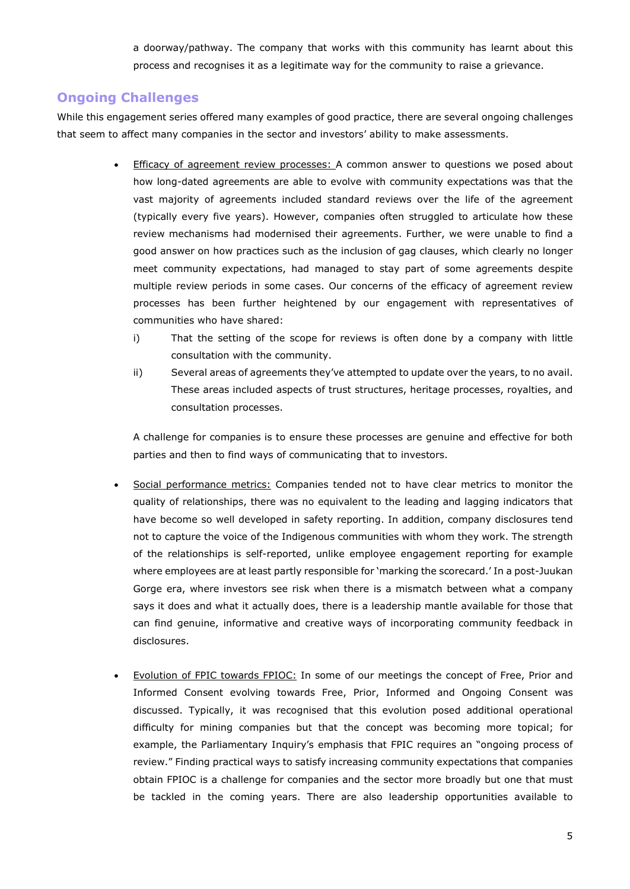a doorway/pathway. The company that works with this community has learnt about this process and recognises it as a legitimate way for the community to raise a grievance.

## Ongoing Challenges

While this engagement series offered many examples of good practice, there are several ongoing challenges that seem to affect many companies in the sector and investors' ability to make assessments.

- Efficacy of agreement review processes: A common answer to questions we posed about how long-dated agreements are able to evolve with community expectations was that the vast majority of agreements included standard reviews over the life of the agreement (typically every five years). However, companies often struggled to articulate how these review mechanisms had modernised their agreements. Further, we were unable to find a good answer on how practices such as the inclusion of gag clauses, which clearly no longer meet community expectations, had managed to stay part of some agreements despite multiple review periods in some cases. Our concerns of the efficacy of agreement review processes has been further heightened by our engagement with representatives of communities who have shared:
    - i) That the setting of the scope for reviews is often done by a company with little consultation with the community.
    - ii) Several areas of agreements they've attempted to update over the years, to no avail. These areas included aspects of trust structures, heritage processes, royalties, and consultation processes.

  A challenge for companies is to ensure these processes are genuine and effective for both parties and then to find ways of communicating that to investors.

- Social performance metrics: Companies tended not to have clear metrics to monitor the quality of relationships, there was no equivalent to the leading and lagging indicators that have become so well developed in safety reporting. In addition, company disclosures tend not to capture the voice of the Indigenous communities with whom they work. The strength of the relationships is self-reported, unlike employee engagement reporting for example where employees are at least partly responsible for 'marking the scorecard.' In a post-Juukan Gorge era, where investors see risk when there is a mismatch between what a company says it does and what it actually does, there is a leadership mantle available for those that can find genuine, informative and creative ways of incorporating community feedback in disclosures.

- Evolution of FPIC towards FPIOC: In some of our meetings the concept of Free, Prior and Informed Consent evolving towards Free, Prior, Informed and Ongoing Consent was discussed. Typically, it was recognised that this evolution posed additional operational difficulty for mining companies but that the concept was becoming more topical; for example, the Parliamentary Inquiry's emphasis that FPIC requires an "ongoing process of review." Finding practical ways to satisfy increasing community expectations that companies obtain FPIOC is a challenge for companies and the sector more broadly but one that must be tackled in the coming years. There are also leadership opportunities available to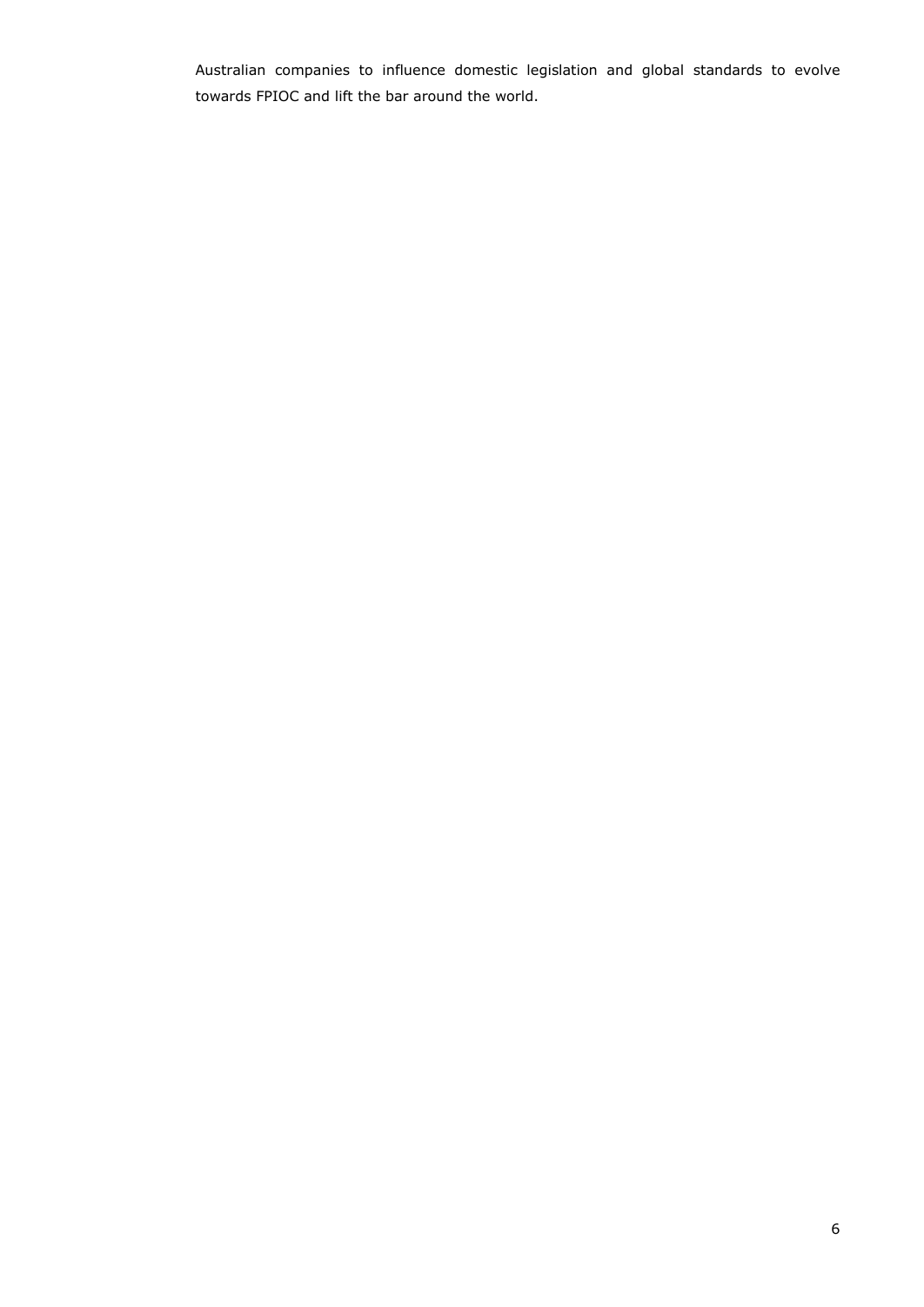Australian companies to influence domestic legislation and global standards to evolve towards FPIOC and lift the bar around the world.